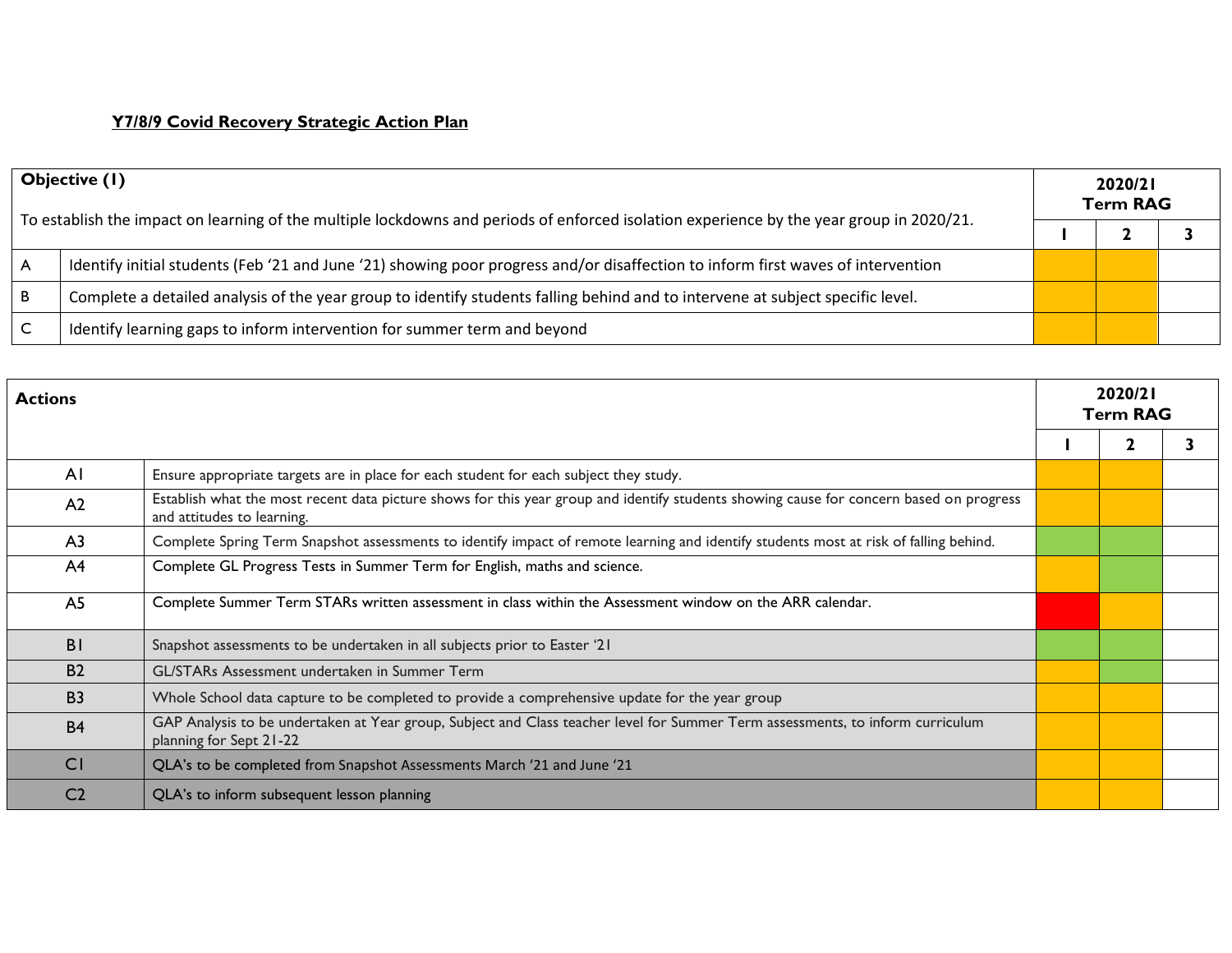## Y7/8/9 Covid Recovery Strategic Action Plan

| **Objective (1)**<br><br>To establish the impact on learning of the multiple lockdowns and periods of enforced isolation experience by the year group in 2020/21. | | **2020/21 Term RAG** | | |
|---|---|---|---|---|
| | | **1** | **2** | **3** |
| A | Identify initial students (Feb '21 and June '21) showing poor progress and/or disaffection to inform first waves of intervention | | | |
| B | Complete a detailed analysis of the year group to identify students falling behind and to intervene at subject specific level. | | | |
| C | Identify learning gaps to inform intervention for summer term and beyond | | | |

| **Actions** | | **2020/21 Term RAG** | | |
|---|---|---|---|---|
| | | **1** | **2** | **3** |
| A1 | Ensure appropriate targets are in place for each student for each subject they study. | | | |
| A2 | Establish what the most recent data picture shows for this year group and identify students showing cause for concern based on progress and attitudes to learning. | | | |
| A3 | Complete Spring Term Snapshot assessments to identify impact of remote learning and identify students most at risk of falling behind. | | | |
| A4 | Complete GL Progress Tests in Summer Term for English, maths and science. | | | |
| A5 | Complete Summer Term STARs written assessment in class within the Assessment window on the ARR calendar. | | | |
| B1 | Snapshot assessments to be undertaken in all subjects prior to Easter '21 | | | |
| B2 | GL/STARs Assessment undertaken in Summer Term | | | |
| B3 | Whole School data capture to be completed to provide a comprehensive update for the year group | | | |
| B4 | GAP Analysis to be undertaken at Year group, Subject and Class teacher level for Summer Term assessments, to inform curriculum planning for Sept 21-22 | | | |
| C1 | QLA's to be completed from Snapshot Assessments March '21 and June '21 | | | |
| C2 | QLA's to inform subsequent lesson planning | | | |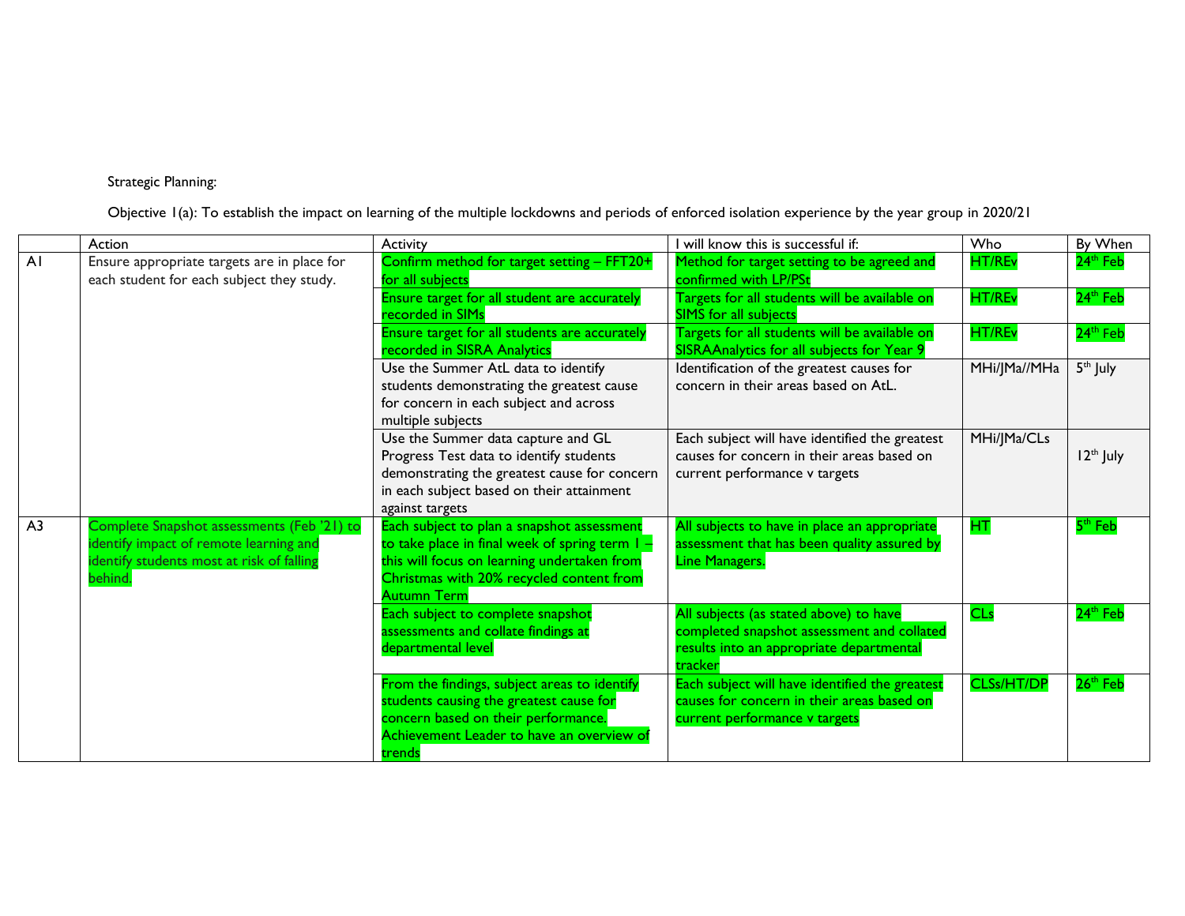Strategic Planning:

Objective 1(a): To establish the impact on learning of the multiple lockdowns and periods of enforced isolation experience by the year group in 2020/21

| | Action | Activity | I will know this is successful if: | Who | By When |
|---|---|---|---|---|---|
| A1 | Ensure appropriate targets are in place for each student for each subject they study. | Confirm method for target setting – FFT20+ for all subjects | Method for target setting to be agreed and confirmed with LP/PSt | HT/REv | 24th Feb |
| | | Ensure target for all student are accurately recorded in SIMs | Targets for all students will be available on SIMS for all subjects | HT/REv | 24th Feb |
| | | Ensure target for all students are accurately recorded in SISRA Analytics | Targets for all students will be available on SISRAAnalytics for all subjects for Year 9 | HT/REv | 24th Feb |
| | | Use the Summer AtL data to identify students demonstrating the greatest cause for concern in each subject and across multiple subjects | Identification of the greatest causes for concern in their areas based on AtL. | MHi/JMa//MHa | 5th July |
| | | Use the Summer data capture and GL Progress Test data to identify students demonstrating the greatest cause for concern in each subject based on their attainment against targets | Each subject will have identified the greatest causes for concern in their areas based on current performance v targets | MHi/JMa/CLs | 12th July |
| A3 | Complete Snapshot assessments (Feb '21) to identify impact of remote learning and identify students most at risk of falling behind. | Each subject to plan a snapshot assessment to take place in final week of spring term 1 – this will focus on learning undertaken from Christmas with 20% recycled content from Autumn Term | All subjects to have in place an appropriate assessment that has been quality assured by Line Managers. | HT | 5th Feb |
| | | Each subject to complete snapshot assessments and collate findings at departmental level | All subjects (as stated above) to have completed snapshot assessment and collated results into an appropriate departmental tracker | CLs | 24th Feb |
| | | From the findings, subject areas to identify students causing the greatest cause for concern based on their performance. Achievement Leader to have an overview of trends | Each subject will have identified the greatest causes for concern in their areas based on current performance v targets | CLSs/HT/DP | 26th Feb |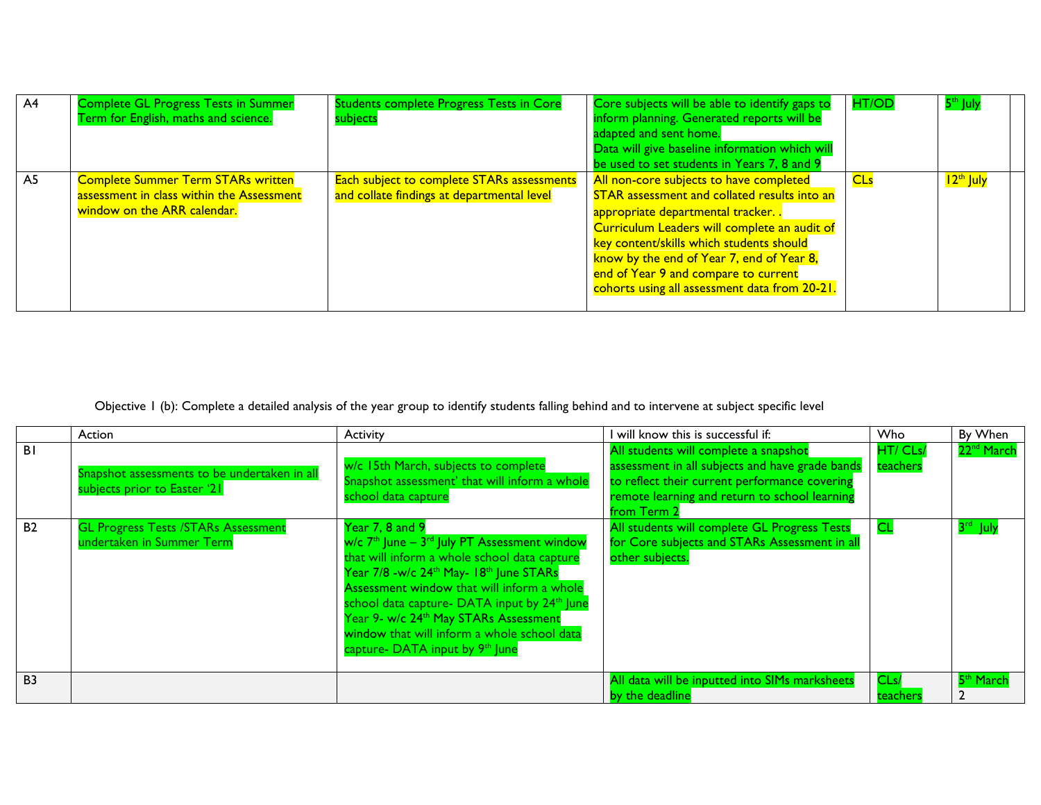| | | | | | |
|---|---|---|---|---|---|
| A4 | Complete GL Progress Tests in Summer Term for English, maths and science. | Students complete Progress Tests in Core subjects | Core subjects will be able to identify gaps to inform planning. Generated reports will be adapted and sent home.<br>Data will give baseline information which will be used to set students in Years 7, 8 and 9 | HT/OD | 5th July |
| A5 | Complete Summer Term STARs written assessment in class within the Assessment window on the ARR calendar. | Each subject to complete STARs assessments and collate findings at departmental level | All non-core subjects to have completed STAR assessment and collated results into an appropriate departmental tracker. .<br>Curriculum Leaders will complete an audit of key content/skills which students should know by the end of Year 7, end of Year 8, end of Year 9 and compare to current cohorts using all assessment data from 20-21. | CLs | 12th July |

Objective 1 (b): Complete a detailed analysis of the year group to identify students falling behind and to intervene at subject specific level

| | Action | Activity | I will know this is successful if: | Who | By When |
|---|---|---|---|---|---|
| B1 | Snapshot assessments to be undertaken in all subjects prior to Easter '21 | w/c 15th March, subjects to complete Snapshot assessment' that will inform a whole school data capture | All students will complete a snapshot assessment in all subjects and have grade bands to reflect their current performance covering remote learning and return to school learning from Term 2 | HT/ CLs/ teachers | 22nd March |
| B2 | GL Progress Tests /STARs Assessment undertaken in Summer Term | Year 7, 8 and 9<br>w/c 7th June – 3rd July PT Assessment window that will inform a whole school data capture<br>Year 7/8 -w/c 24th May- 18th June STARs Assessment window that will inform a whole school data capture- DATA input by 24th June<br>Year 9- w/c 24th May STARs Assessment window that will inform a whole school data capture- DATA input by 9th June | All students will complete GL Progress Tests for Core subjects and STARs Assessment in all other subjects. | CL | 3rd July |
| B3 | | | All data will be inputted into SIMs marksheets by the deadline | CLs/ teachers | 5th March 2 |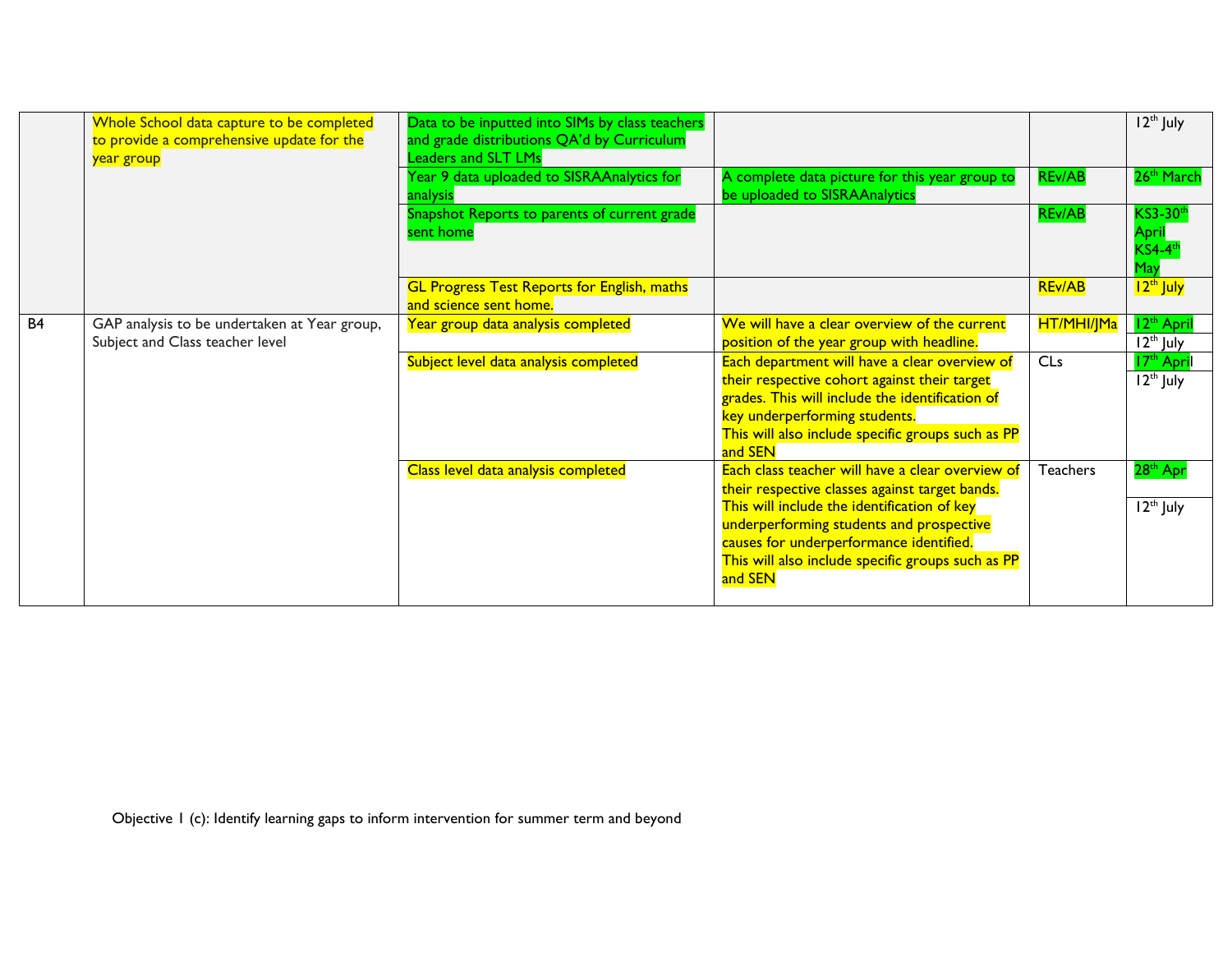| | | | | | |
|---|---|---|---|---|---|
| | Whole School data capture to be completed to provide a comprehensive update for the year group | Data to be inputted into SIMs by class teachers and grade distributions QA'd by Curriculum Leaders and SLT LMs | | | 12th July |
| | | Year 9 data uploaded to SISRAAnalytics for analysis | A complete data picture for this year group to be uploaded to SISRAAnalytics | REv/AB | 26th March |
| | | Snapshot Reports to parents of current grade sent home | | REv/AB | KS3-30th April<br>KS4-4th May |
| | | GL Progress Test Reports for English, maths and science sent home. | | REv/AB | 12th July |
| B4 | GAP analysis to be undertaken at Year group, Subject and Class teacher level | Year group data analysis completed | We will have a clear overview of the current position of the year group with headline. | HT/MHI/JMa | 12th April<br>12th July |
| | | Subject level data analysis completed | Each department will have a clear overview of their respective cohort against their target grades. This will include the identification of key underperforming students.<br>This will also include specific groups such as PP and SEN | CLs | 17th April<br>12th July |
| | | Class level data analysis completed | Each class teacher will have a clear overview of their respective classes against target bands. This will include the identification of key underperforming students and prospective causes for underperformance identified.<br>This will also include specific groups such as PP and SEN | Teachers | 28th Apr<br>12th July |

Objective 1 (c): Identify learning gaps to inform intervention for summer term and beyond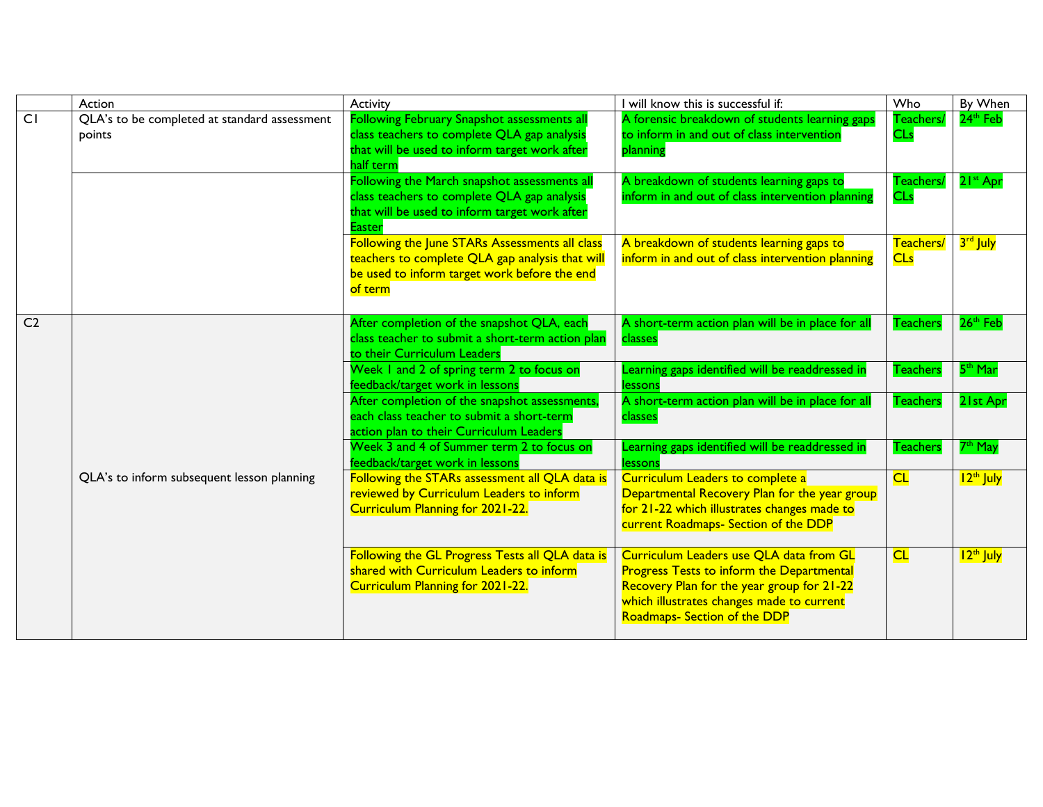| | Action | Activity | I will know this is successful if: | Who | By When |
|---|---|---|---|---|---|
| C1 | QLA's to be completed at standard assessment points | Following February Snapshot assessments all class teachers to complete QLA gap analysis that will be used to inform target work after half term | A forensic breakdown of students learning gaps to inform in and out of class intervention planning | Teachers/ CLs | 24th Feb |
| | | Following the March snapshot assessments all class teachers to complete QLA gap analysis that will be used to inform target work after Easter | A breakdown of students learning gaps to inform in and out of class intervention planning | Teachers/ CLs | 21st Apr |
| | | Following the June STARs Assessments all class teachers to complete QLA gap analysis that will be used to inform target work before the end of term | A breakdown of students learning gaps to inform in and out of class intervention planning | Teachers/ CLs | 3rd July |
| C2 | QLA's to inform subsequent lesson planning | After completion of the snapshot QLA, each class teacher to submit a short-term action plan to their Curriculum Leaders | A short-term action plan will be in place for all classes | Teachers | 26th Feb |
| | | Week 1 and 2 of spring term 2 to focus on feedback/target work in lessons | Learning gaps identified will be readdressed in lessons | Teachers | 5th Mar |
| | | After completion of the snapshot assessments, each class teacher to submit a short-term action plan to their Curriculum Leaders | A short-term action plan will be in place for all classes | Teachers | 21st Apr |
| | | Week 3 and 4 of Summer term 2 to focus on feedback/target work in lessons | Learning gaps identified will be readdressed in lessons | Teachers | 7th May |
| | | Following the STARs assessment all QLA data is reviewed by Curriculum Leaders to inform Curriculum Planning for 2021-22. | Curriculum Leaders to complete a Departmental Recovery Plan for the year group for 21-22 which illustrates changes made to current Roadmaps- Section of the DDP | CL | 12th July |
| | | Following the GL Progress Tests all QLA data is shared with Curriculum Leaders to inform Curriculum Planning for 2021-22. | Curriculum Leaders use QLA data from GL Progress Tests to inform the Departmental Recovery Plan for the year group for 21-22 which illustrates changes made to current Roadmaps- Section of the DDP | CL | 12th July |